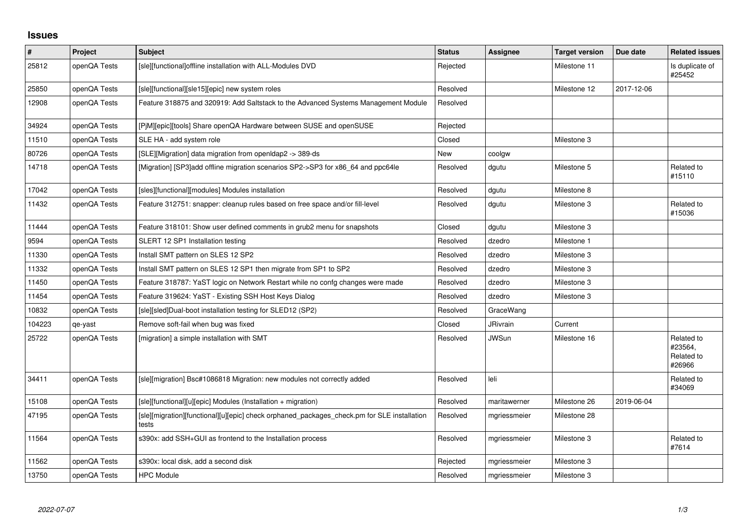# Issues

| # | Project | Subject | Status | Assignee | Target version | Due date | Related issues |
|---|---|---|---|---|---|---|---|
| 25812 | openQA Tests | [sle][functional]offline installation with ALL-Modules DVD | Rejected | | Milestone 11 | | Is duplicate of #25452 |
| 25850 | openQA Tests | [sle][functional][sle15][epic] new system roles | Resolved | | Milestone 12 | 2017-12-06 | |
| 12908 | openQA Tests | Feature 318875 and 320919: Add Saltstack to the Advanced Systems Management Module | Resolved | | | | |
| 34924 | openQA Tests | [PjM][epic][tools] Share openQA Hardware between SUSE and openSUSE | Rejected | | | | |
| 11510 | openQA Tests | SLE HA - add system role | Closed | | Milestone 3 | | |
| 80726 | openQA Tests | [SLE][Migration] data migration from openldap2 -> 389-ds | New | coolgw | | | |
| 14718 | openQA Tests | [Migration] [SP3]add offline migration scenarios SP2->SP3 for x86_64 and ppc64le | Resolved | dgutu | Milestone 5 | | Related to #15110 |
| 17042 | openQA Tests | [sles][functional][modules] Modules installation | Resolved | dgutu | Milestone 8 | | |
| 11432 | openQA Tests | Feature 312751: snapper: cleanup rules based on free space and/or fill-level | Resolved | dgutu | Milestone 3 | | Related to #15036 |
| 11444 | openQA Tests | Feature 318101: Show user defined comments in grub2 menu for snapshots | Closed | dgutu | Milestone 3 | | |
| 9594 | openQA Tests | SLERT 12 SP1 Installation testing | Resolved | dzedro | Milestone 1 | | |
| 11330 | openQA Tests | Install SMT pattern on SLES 12 SP2 | Resolved | dzedro | Milestone 3 | | |
| 11332 | openQA Tests | Install SMT pattern on SLES 12 SP1 then migrate from SP1 to SP2 | Resolved | dzedro | Milestone 3 | | |
| 11450 | openQA Tests | Feature 318787: YaST logic on Network Restart while no confg changes were made | Resolved | dzedro | Milestone 3 | | |
| 11454 | openQA Tests | Feature 319624: YaST - Existing SSH Host Keys Dialog | Resolved | dzedro | Milestone 3 | | |
| 10832 | openQA Tests | [sle][sled]Dual-boot installation testing for SLED12 (SP2) | Resolved | GraceWang | | | |
| 104223 | qe-yast | Remove soft-fail when bug was fixed | Closed | JRivrain | Current | | |
| 25722 | openQA Tests | [migration] a simple installation with SMT | Resolved | JWSun | Milestone 16 | | Related to #23564, Related to #26966 |
| 34411 | openQA Tests | [sle][migration] Bsc#1086818 Migration: new modules not correctly added | Resolved | leli | | | Related to #34069 |
| 15108 | openQA Tests | [sle][functional][u][epic] Modules (Installation + migration) | Resolved | maritawerner | Milestone 26 | 2019-06-04 | |
| 47195 | openQA Tests | [sle][migration][functional][u][epic] check orphaned_packages_check.pm for SLE installation tests | Resolved | mgriessmeier | Milestone 28 | | |
| 11564 | openQA Tests | s390x: add SSH+GUI as frontend to the Installation process | Resolved | mgriessmeier | Milestone 3 | | Related to #7614 |
| 11562 | openQA Tests | s390x: local disk, add a second disk | Rejected | mgriessmeier | Milestone 3 | | |
| 13750 | openQA Tests | HPC Module | Resolved | mgriessmeier | Milestone 3 | | |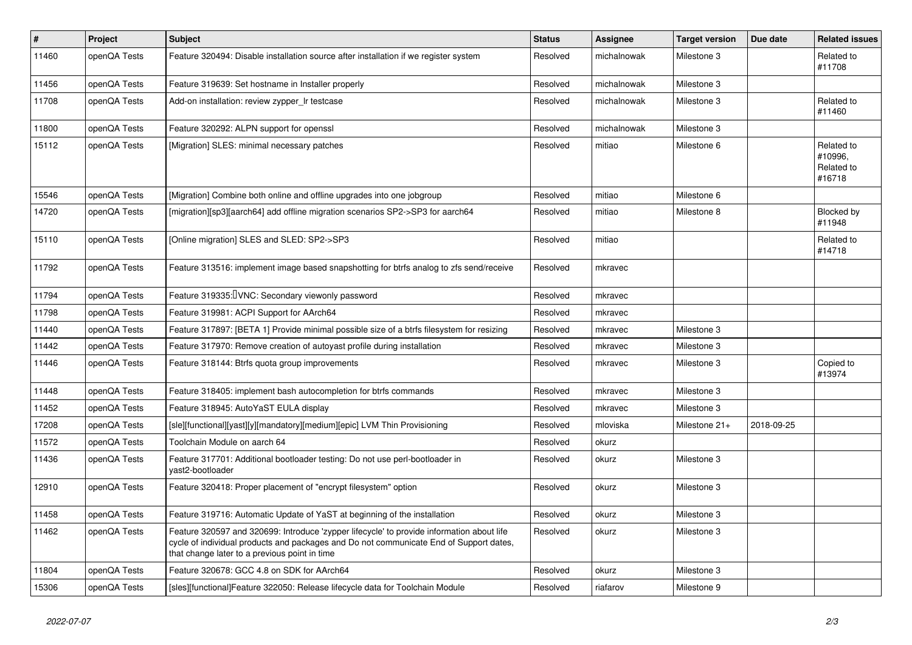| # | Project | Subject | Status | Assignee | Target version | Due date | Related issues |
|---|---|---|---|---|---|---|---|
| 11460 | openQA Tests | Feature 320494: Disable installation source after installation if we register system | Resolved | michalnowak | Milestone 3 | | Related to #11708 |
| 11456 | openQA Tests | Feature 319639: Set hostname in Installer properly | Resolved | michalnowak | Milestone 3 | | |
| 11708 | openQA Tests | Add-on installation: review zypper_lr testcase | Resolved | michalnowak | Milestone 3 | | Related to #11460 |
| 11800 | openQA Tests | Feature 320292: ALPN support for openssl | Resolved | michalnowak | Milestone 3 | | |
| 15112 | openQA Tests | [Migration] SLES: minimal necessary patches | Resolved | mitiao | Milestone 6 | | Related to #10996, Related to #16718 |
| 15546 | openQA Tests | [Migration] Combine both online and offline upgrades into one jobgroup | Resolved | mitiao | Milestone 6 | | |
| 14720 | openQA Tests | [migration][sp3][aarch64] add offline migration scenarios SP2->SP3 for aarch64 | Resolved | mitiao | Milestone 8 | | Blocked by #11948 |
| 15110 | openQA Tests | [Online migration] SLES and SLED: SP2->SP3 | Resolved | mitiao | | | Related to #14718 |
| 11792 | openQA Tests | Feature 313516: implement image based snapshotting for btrfs analog to zfs send/receive | Resolved | mkravec | | | |
| 11794 | openQA Tests | Feature 319335: VNC: Secondary viewonly password | Resolved | mkravec | | | |
| 11798 | openQA Tests | Feature 319981: ACPI Support for AArch64 | Resolved | mkravec | | | |
| 11440 | openQA Tests | Feature 317897: [BETA 1] Provide minimal possible size of a btrfs filesystem for resizing | Resolved | mkravec | Milestone 3 | | |
| 11442 | openQA Tests | Feature 317970: Remove creation of autoyast profile during installation | Resolved | mkravec | Milestone 3 | | |
| 11446 | openQA Tests | Feature 318144: Btrfs quota group improvements | Resolved | mkravec | Milestone 3 | | Copied to #13974 |
| 11448 | openQA Tests | Feature 318405: implement bash autocompletion for btrfs commands | Resolved | mkravec | Milestone 3 | | |
| 11452 | openQA Tests | Feature 318945: AutoYaST EULA display | Resolved | mkravec | Milestone 3 | | |
| 17208 | openQA Tests | [sle][functional][yast][y][mandatory][medium][epic] LVM Thin Provisioning | Resolved | mloviska | Milestone 21+ | 2018-09-25 | |
| 11572 | openQA Tests | Toolchain Module on aarch 64 | Resolved | okurz | | | |
| 11436 | openQA Tests | Feature 317701: Additional bootloader testing: Do not use perl-bootloader in yast2-bootloader | Resolved | okurz | Milestone 3 | | |
| 12910 | openQA Tests | Feature 320418: Proper placement of "encrypt filesystem" option | Resolved | okurz | Milestone 3 | | |
| 11458 | openQA Tests | Feature 319716: Automatic Update of YaST at beginning of the installation | Resolved | okurz | Milestone 3 | | |
| 11462 | openQA Tests | Feature 320597 and 320699: Introduce 'zypper lifecycle' to provide information about life cycle of individual products and packages and Do not communicate End of Support dates, that change later to a previous point in time | Resolved | okurz | Milestone 3 | | |
| 11804 | openQA Tests | Feature 320678: GCC 4.8 on SDK for AArch64 | Resolved | okurz | Milestone 3 | | |
| 15306 | openQA Tests | [sles][functional]Feature 322050: Release lifecycle data for Toolchain Module | Resolved | riafarov | Milestone 9 | | |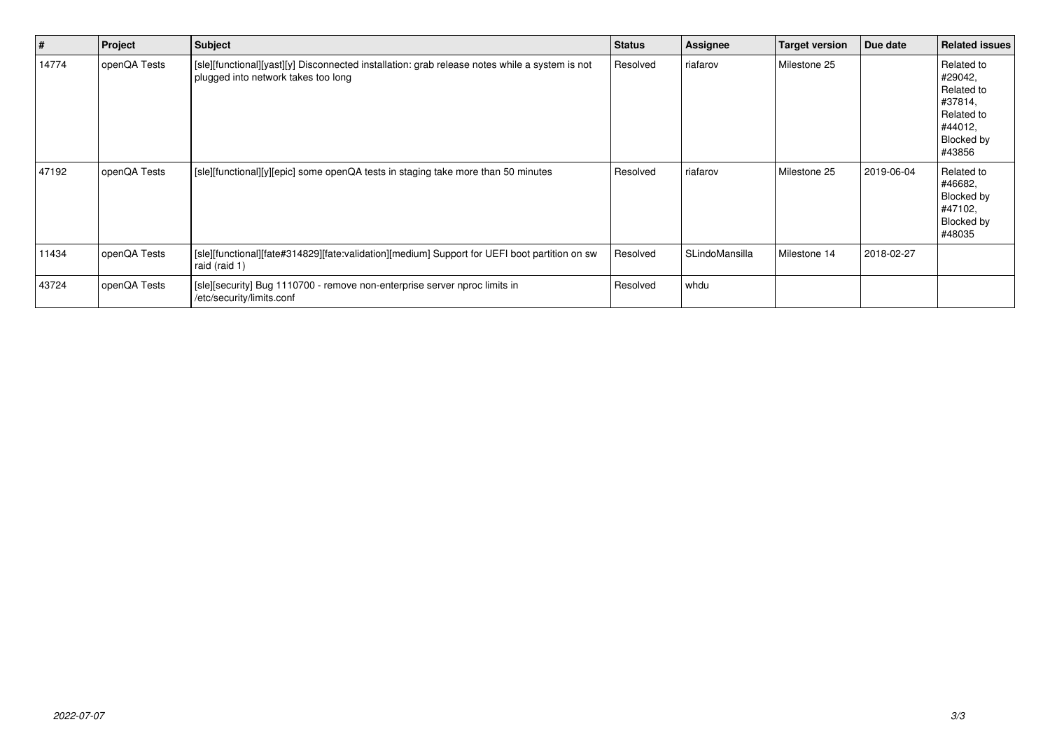| # | Project | Subject | Status | Assignee | Target version | Due date | Related issues |
|---|---|---|---|---|---|---|---|
| 14774 | openQA Tests | [sle][functional][yast][y] Disconnected installation: grab release notes while a system is not plugged into network takes too long | Resolved | riafarov | Milestone 25 | | Related to #29042, Related to #37814, Related to #44012, Blocked by #43856 |
| 47192 | openQA Tests | [sle][functional][y][epic] some openQA tests in staging take more than 50 minutes | Resolved | riafarov | Milestone 25 | 2019-06-04 | Related to #46682, Blocked by #47102, Blocked by #48035 |
| 11434 | openQA Tests | [sle][functional][fate#314829][fate:validation][medium] Support for UEFI boot partition on sw raid (raid 1) | Resolved | SLindoMansilla | Milestone 14 | 2018-02-27 | |
| 43724 | openQA Tests | [sle][security] Bug 1110700 - remove non-enterprise server nproc limits in /etc/security/limits.conf | Resolved | whdu | | | |